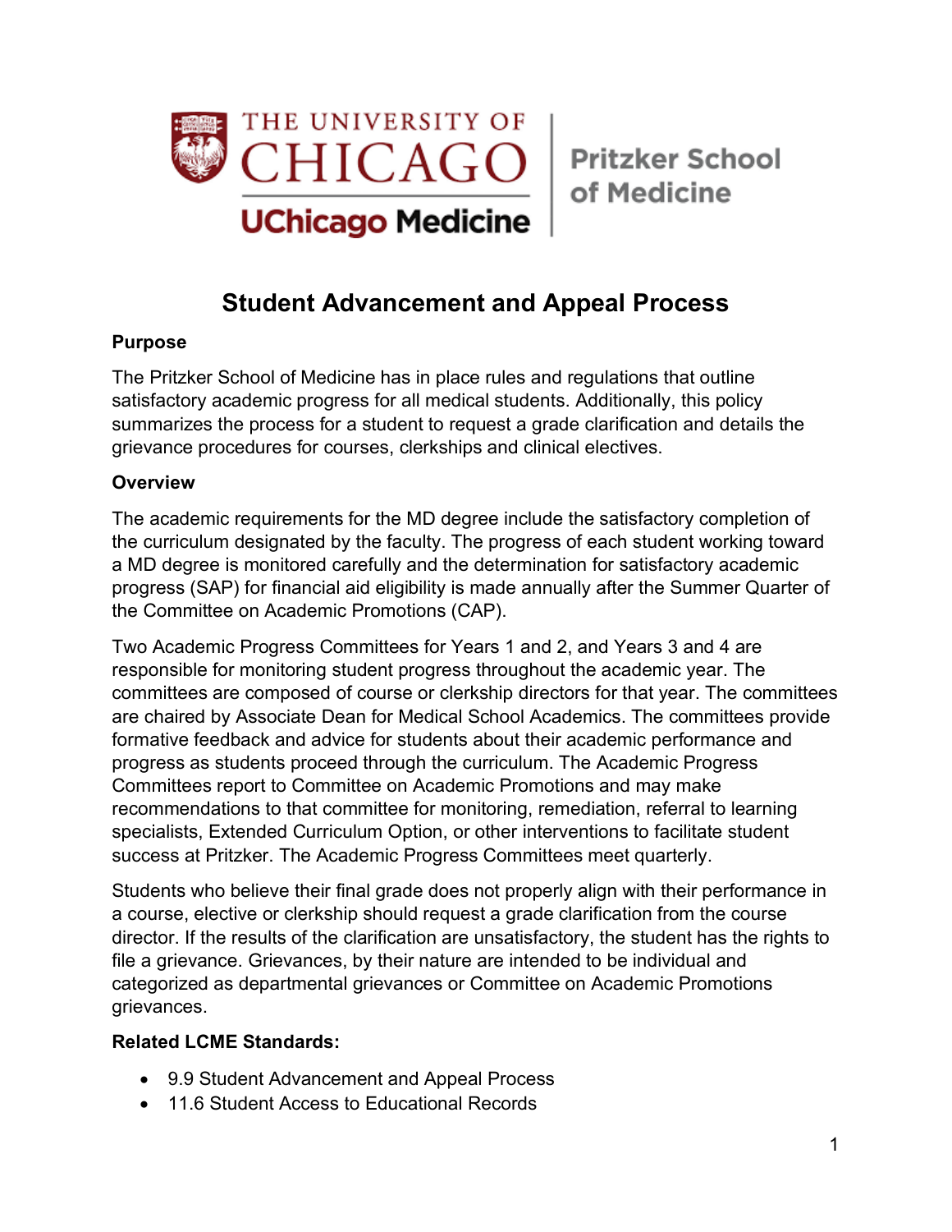THE UNIVERSITY OF CHICAGO

UChicago Medicine

Pritzker School of Medicine

# Student Advancement and Appeal Process

**Purpose**

The Pritzker School of Medicine has in place rules and regulations that outline satisfactory academic progress for all medical students. Additionally, this policy summarizes the process for a student to request a grade clarification and details the grievance procedures for courses, clerkships and clinical electives.

**Overview**

The academic requirements for the MD degree include the satisfactory completion of the curriculum designated by the faculty. The progress of each student working toward a MD degree is monitored carefully and the determination for satisfactory academic progress (SAP) for financial aid eligibility is made annually after the Summer Quarter of the Committee on Academic Promotions (CAP).

Two Academic Progress Committees for Years 1 and 2, and Years 3 and 4 are responsible for monitoring student progress throughout the academic year. The committees are composed of course or clerkship directors for that year. The committees are chaired by Associate Dean for Medical School Academics. The committees provide formative feedback and advice for students about their academic performance and progress as students proceed through the curriculum. The Academic Progress Committees report to Committee on Academic Promotions and may make recommendations to that committee for monitoring, remediation, referral to learning specialists, Extended Curriculum Option, or other interventions to facilitate student success at Pritzker. The Academic Progress Committees meet quarterly.

Students who believe their final grade does not properly align with their performance in a course, elective or clerkship should request a grade clarification from the course director. If the results of the clarification are unsatisfactory, the student has the rights to file a grievance. Grievances, by their nature are intended to be individual and categorized as departmental grievances or Committee on Academic Promotions grievances.

**Related LCME Standards:**

- 9.9 Student Advancement and Appeal Process
- 11.6 Student Access to Educational Records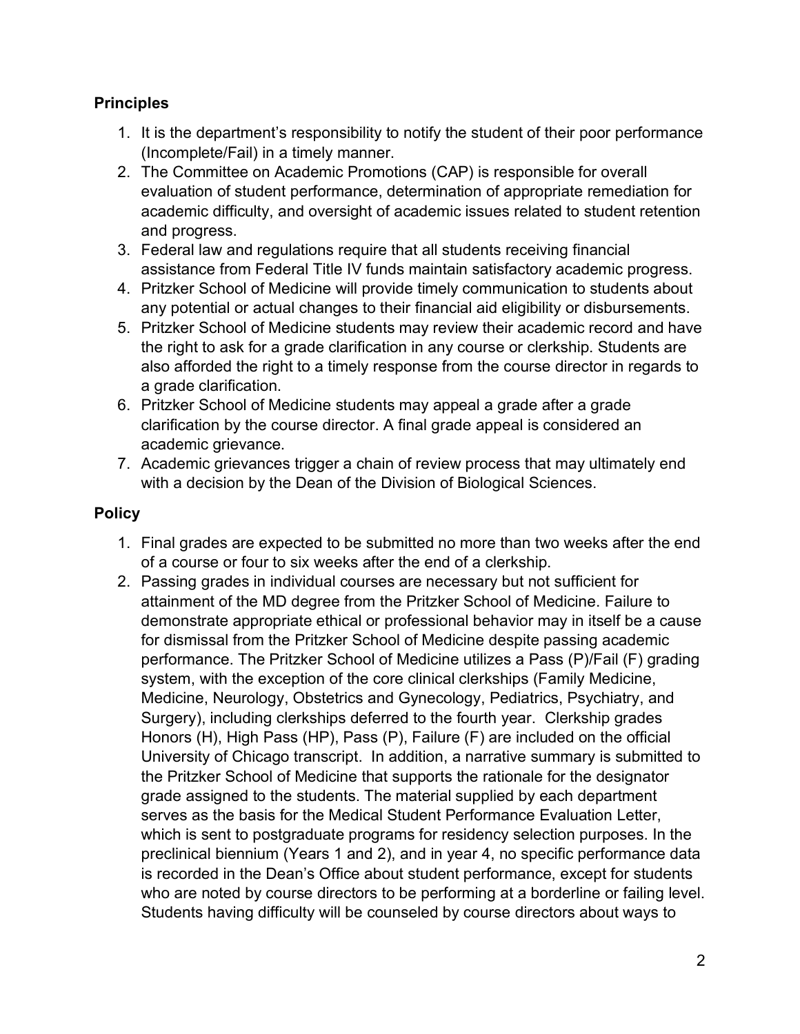## Principles

1. It is the department's responsibility to notify the student of their poor performance (Incomplete/Fail) in a timely manner.
2. The Committee on Academic Promotions (CAP) is responsible for overall evaluation of student performance, determination of appropriate remediation for academic difficulty, and oversight of academic issues related to student retention and progress.
3. Federal law and regulations require that all students receiving financial assistance from Federal Title IV funds maintain satisfactory academic progress.
4. Pritzker School of Medicine will provide timely communication to students about any potential or actual changes to their financial aid eligibility or disbursements.
5. Pritzker School of Medicine students may review their academic record and have the right to ask for a grade clarification in any course or clerkship. Students are also afforded the right to a timely response from the course director in regards to a grade clarification.
6. Pritzker School of Medicine students may appeal a grade after a grade clarification by the course director. A final grade appeal is considered an academic grievance.
7. Academic grievances trigger a chain of review process that may ultimately end with a decision by the Dean of the Division of Biological Sciences.

## Policy

1. Final grades are expected to be submitted no more than two weeks after the end of a course or four to six weeks after the end of a clerkship.
2. Passing grades in individual courses are necessary but not sufficient for attainment of the MD degree from the Pritzker School of Medicine. Failure to demonstrate appropriate ethical or professional behavior may in itself be a cause for dismissal from the Pritzker School of Medicine despite passing academic performance. The Pritzker School of Medicine utilizes a Pass (P)/Fail (F) grading system, with the exception of the core clinical clerkships (Family Medicine, Medicine, Neurology, Obstetrics and Gynecology, Pediatrics, Psychiatry, and Surgery), including clerkships deferred to the fourth year. Clerkship grades Honors (H), High Pass (HP), Pass (P), Failure (F) are included on the official University of Chicago transcript. In addition, a narrative summary is submitted to the Pritzker School of Medicine that supports the rationale for the designator grade assigned to the students. The material supplied by each department serves as the basis for the Medical Student Performance Evaluation Letter, which is sent to postgraduate programs for residency selection purposes. In the preclinical biennium (Years 1 and 2), and in year 4, no specific performance data is recorded in the Dean's Office about student performance, except for students who are noted by course directors to be performing at a borderline or failing level. Students having difficulty will be counseled by course directors about ways to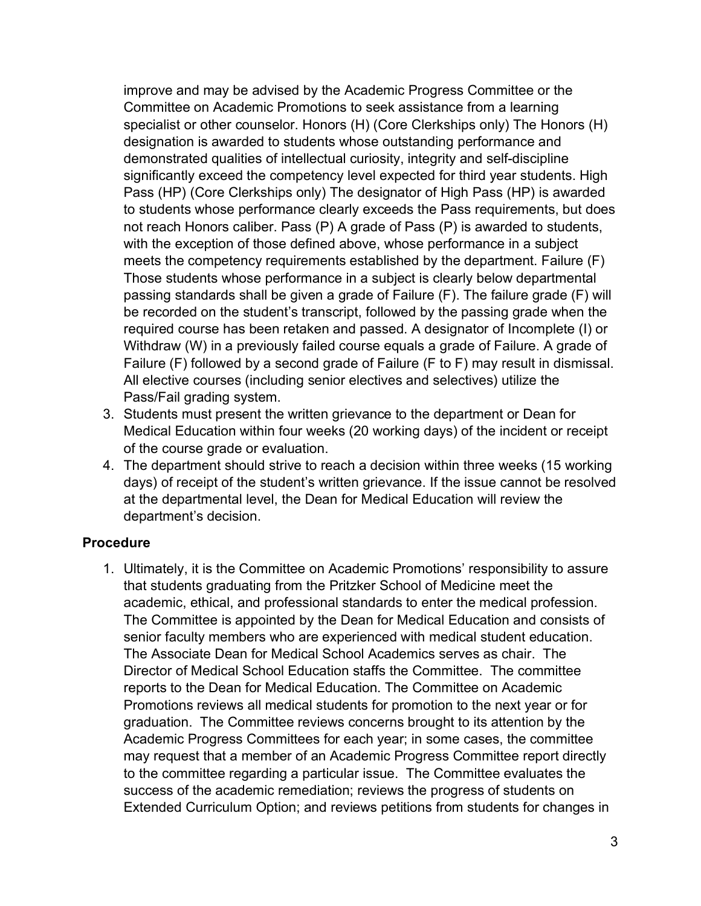improve and may be advised by the Academic Progress Committee or the Committee on Academic Promotions to seek assistance from a learning specialist or other counselor. Honors (H) (Core Clerkships only) The Honors (H) designation is awarded to students whose outstanding performance and demonstrated qualities of intellectual curiosity, integrity and self-discipline significantly exceed the competency level expected for third year students. High Pass (HP) (Core Clerkships only) The designator of High Pass (HP) is awarded to students whose performance clearly exceeds the Pass requirements, but does not reach Honors caliber. Pass (P) A grade of Pass (P) is awarded to students, with the exception of those defined above, whose performance in a subject meets the competency requirements established by the department. Failure (F) Those students whose performance in a subject is clearly below departmental passing standards shall be given a grade of Failure (F). The failure grade (F) will be recorded on the student's transcript, followed by the passing grade when the required course has been retaken and passed. A designator of Incomplete (I) or Withdraw (W) in a previously failed course equals a grade of Failure. A grade of Failure (F) followed by a second grade of Failure (F to F) may result in dismissal. All elective courses (including senior electives and selectives) utilize the Pass/Fail grading system.

3. Students must present the written grievance to the department or Dean for Medical Education within four weeks (20 working days) of the incident or receipt of the course grade or evaluation.
4. The department should strive to reach a decision within three weeks (15 working days) of receipt of the student's written grievance. If the issue cannot be resolved at the departmental level, the Dean for Medical Education will review the department's decision.

## Procedure

1. Ultimately, it is the Committee on Academic Promotions' responsibility to assure that students graduating from the Pritzker School of Medicine meet the academic, ethical, and professional standards to enter the medical profession. The Committee is appointed by the Dean for Medical Education and consists of senior faculty members who are experienced with medical student education. The Associate Dean for Medical School Academics serves as chair. The Director of Medical School Education staffs the Committee. The committee reports to the Dean for Medical Education. The Committee on Academic Promotions reviews all medical students for promotion to the next year or for graduation. The Committee reviews concerns brought to its attention by the Academic Progress Committees for each year; in some cases, the committee may request that a member of an Academic Progress Committee report directly to the committee regarding a particular issue. The Committee evaluates the success of the academic remediation; reviews the progress of students on Extended Curriculum Option; and reviews petitions from students for changes in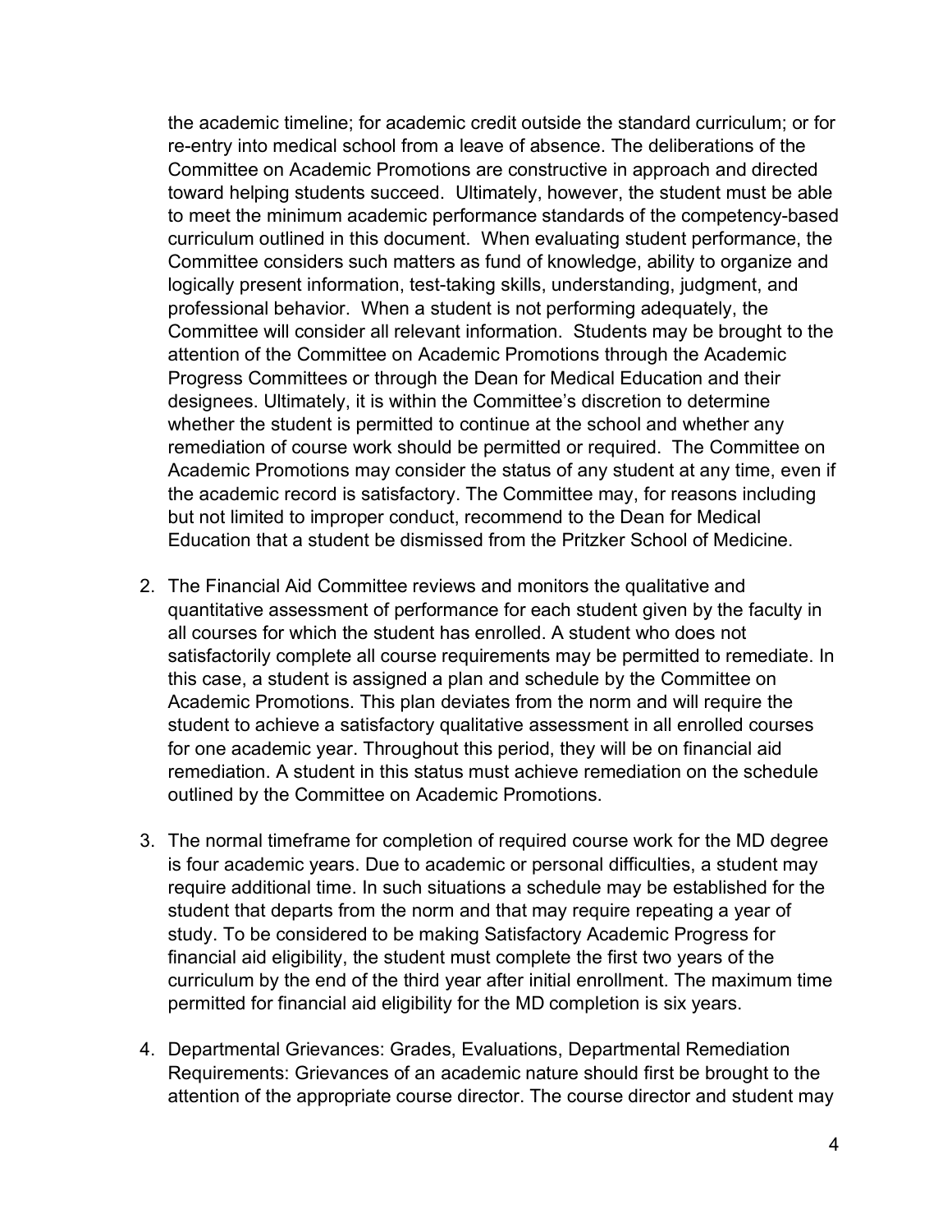the academic timeline; for academic credit outside the standard curriculum; or for re-entry into medical school from a leave of absence. The deliberations of the Committee on Academic Promotions are constructive in approach and directed toward helping students succeed. Ultimately, however, the student must be able to meet the minimum academic performance standards of the competency-based curriculum outlined in this document. When evaluating student performance, the Committee considers such matters as fund of knowledge, ability to organize and logically present information, test-taking skills, understanding, judgment, and professional behavior. When a student is not performing adequately, the Committee will consider all relevant information. Students may be brought to the attention of the Committee on Academic Promotions through the Academic Progress Committees or through the Dean for Medical Education and their designees. Ultimately, it is within the Committee's discretion to determine whether the student is permitted to continue at the school and whether any remediation of course work should be permitted or required. The Committee on Academic Promotions may consider the status of any student at any time, even if the academic record is satisfactory. The Committee may, for reasons including but not limited to improper conduct, recommend to the Dean for Medical Education that a student be dismissed from the Pritzker School of Medicine.

2. The Financial Aid Committee reviews and monitors the qualitative and quantitative assessment of performance for each student given by the faculty in all courses for which the student has enrolled. A student who does not satisfactorily complete all course requirements may be permitted to remediate. In this case, a student is assigned a plan and schedule by the Committee on Academic Promotions. This plan deviates from the norm and will require the student to achieve a satisfactory qualitative assessment in all enrolled courses for one academic year. Throughout this period, they will be on financial aid remediation. A student in this status must achieve remediation on the schedule outlined by the Committee on Academic Promotions.

3. The normal timeframe for completion of required course work for the MD degree is four academic years. Due to academic or personal difficulties, a student may require additional time. In such situations a schedule may be established for the student that departs from the norm and that may require repeating a year of study. To be considered to be making Satisfactory Academic Progress for financial aid eligibility, the student must complete the first two years of the curriculum by the end of the third year after initial enrollment. The maximum time permitted for financial aid eligibility for the MD completion is six years.

4. Departmental Grievances: Grades, Evaluations, Departmental Remediation Requirements: Grievances of an academic nature should first be brought to the attention of the appropriate course director. The course director and student may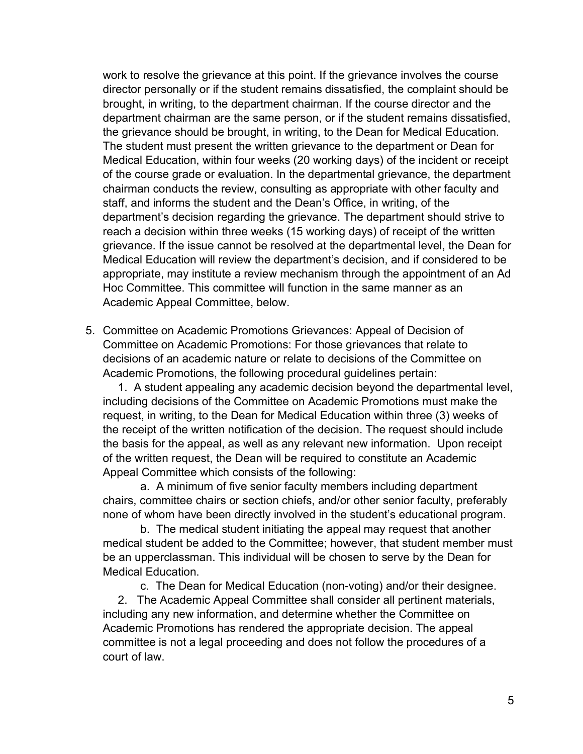work to resolve the grievance at this point. If the grievance involves the course director personally or if the student remains dissatisfied, the complaint should be brought, in writing, to the department chairman. If the course director and the department chairman are the same person, or if the student remains dissatisfied, the grievance should be brought, in writing, to the Dean for Medical Education. The student must present the written grievance to the department or Dean for Medical Education, within four weeks (20 working days) of the incident or receipt of the course grade or evaluation. In the departmental grievance, the department chairman conducts the review, consulting as appropriate with other faculty and staff, and informs the student and the Dean's Office, in writing, of the department's decision regarding the grievance. The department should strive to reach a decision within three weeks (15 working days) of receipt of the written grievance. If the issue cannot be resolved at the departmental level, the Dean for Medical Education will review the department's decision, and if considered to be appropriate, may institute a review mechanism through the appointment of an Ad Hoc Committee. This committee will function in the same manner as an Academic Appeal Committee, below.

5. Committee on Academic Promotions Grievances: Appeal of Decision of Committee on Academic Promotions: For those grievances that relate to decisions of an academic nature or relate to decisions of the Committee on Academic Promotions, the following procedural guidelines pertain:

   1. A student appealing any academic decision beyond the departmental level, including decisions of the Committee on Academic Promotions must make the request, in writing, to the Dean for Medical Education within three (3) weeks of the receipt of the written notification of the decision. The request should include the basis for the appeal, as well as any relevant new information. Upon receipt of the written request, the Dean will be required to constitute an Academic Appeal Committee which consists of the following:

      a. A minimum of five senior faculty members including department chairs, committee chairs or section chiefs, and/or other senior faculty, preferably none of whom have been directly involved in the student's educational program.

      b. The medical student initiating the appeal may request that another medical student be added to the Committee; however, that student member must be an upperclassman. This individual will be chosen to serve by the Dean for Medical Education.

      c. The Dean for Medical Education (non-voting) and/or their designee.

   2. The Academic Appeal Committee shall consider all pertinent materials, including any new information, and determine whether the Committee on Academic Promotions has rendered the appropriate decision. The appeal committee is not a legal proceeding and does not follow the procedures of a court of law.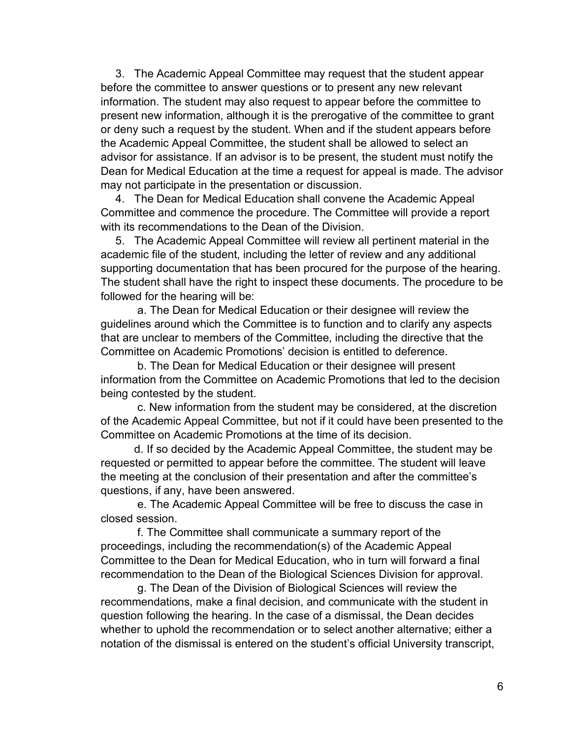3. The Academic Appeal Committee may request that the student appear before the committee to answer questions or to present any new relevant information. The student may also request to appear before the committee to present new information, although it is the prerogative of the committee to grant or deny such a request by the student. When and if the student appears before the Academic Appeal Committee, the student shall be allowed to select an advisor for assistance. If an advisor is to be present, the student must notify the Dean for Medical Education at the time a request for appeal is made. The advisor may not participate in the presentation or discussion.

4. The Dean for Medical Education shall convene the Academic Appeal Committee and commence the procedure. The Committee will provide a report with its recommendations to the Dean of the Division.

5. The Academic Appeal Committee will review all pertinent material in the academic file of the student, including the letter of review and any additional supporting documentation that has been procured for the purpose of the hearing. The student shall have the right to inspect these documents. The procedure to be followed for the hearing will be:

   a. The Dean for Medical Education or their designee will review the guidelines around which the Committee is to function and to clarify any aspects that are unclear to members of the Committee, including the directive that the Committee on Academic Promotions' decision is entitled to deference.

   b. The Dean for Medical Education or their designee will present information from the Committee on Academic Promotions that led to the decision being contested by the student.

   c. New information from the student may be considered, at the discretion of the Academic Appeal Committee, but not if it could have been presented to the Committee on Academic Promotions at the time of its decision.

   d. If so decided by the Academic Appeal Committee, the student may be requested or permitted to appear before the committee. The student will leave the meeting at the conclusion of their presentation and after the committee's questions, if any, have been answered.

   e. The Academic Appeal Committee will be free to discuss the case in closed session.

   f. The Committee shall communicate a summary report of the proceedings, including the recommendation(s) of the Academic Appeal Committee to the Dean for Medical Education, who in turn will forward a final recommendation to the Dean of the Biological Sciences Division for approval.

   g. The Dean of the Division of Biological Sciences will review the recommendations, make a final decision, and communicate with the student in question following the hearing. In the case of a dismissal, the Dean decides whether to uphold the recommendation or to select another alternative; either a notation of the dismissal is entered on the student's official University transcript,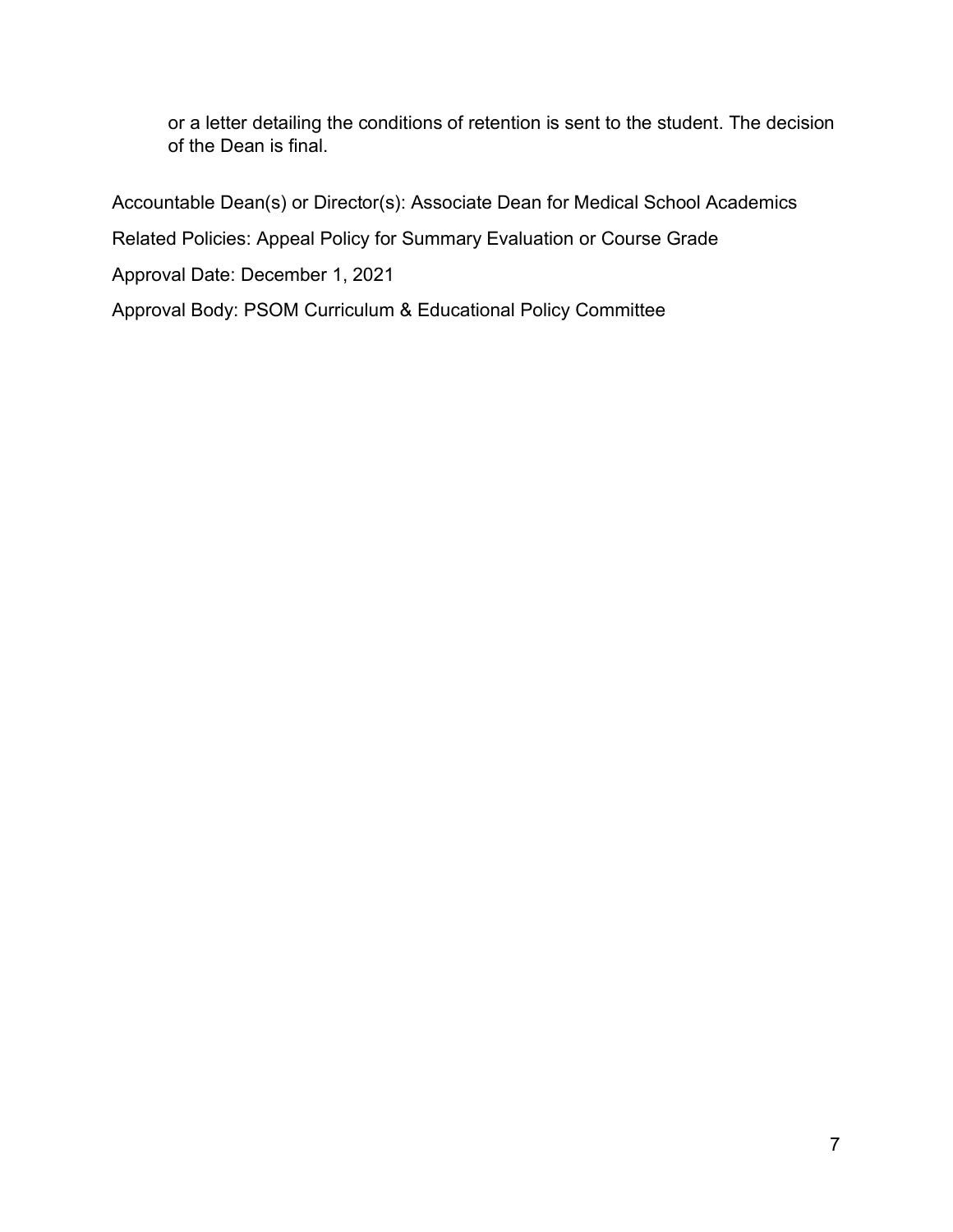or a letter detailing the conditions of retention is sent to the student. The decision of the Dean is final.

Accountable Dean(s) or Director(s): Associate Dean for Medical School Academics

Related Policies: Appeal Policy for Summary Evaluation or Course Grade

Approval Date: December 1, 2021

Approval Body: PSOM Curriculum & Educational Policy Committee